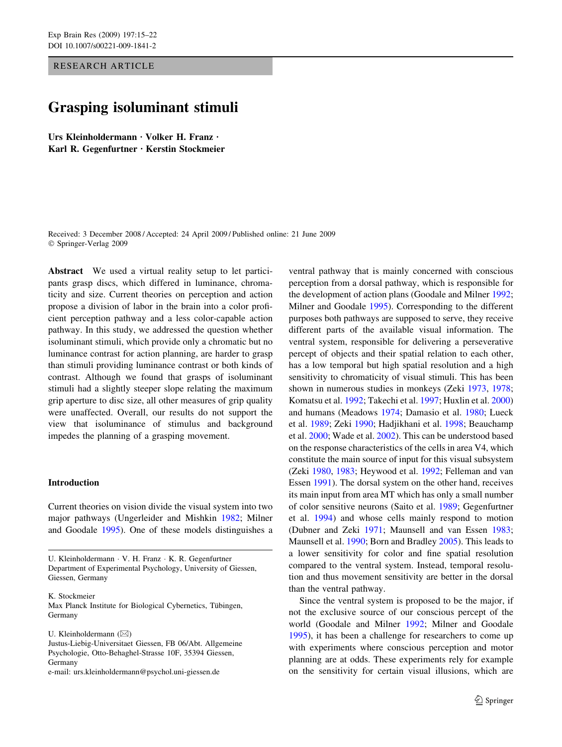RESEARCH ARTICLE

# Grasping isoluminant stimuli

**Urs Kleinholdermann · Volker H. Franz · Karl R. Gegenfurtner · Kerstin Stockmeier**

Received: 3 December 2008 / Accepted: 24 April 2009 / Published online: 21 June 2009
© Springer-Verlag 2009

**Abstract** We used a virtual reality setup to let participants grasp discs, which differed in luminance, chromaticity and size. Current theories on perception and action propose a division of labor in the brain into a color proficient perception pathway and a less color-capable action pathway. In this study, we addressed the question whether isoluminant stimuli, which provide only a chromatic but no luminance contrast for action planning, are harder to grasp than stimuli providing luminance contrast or both kinds of contrast. Although we found that grasps of isoluminant stimuli had a slightly steeper slope relating the maximum grip aperture to disc size, all other measures of grip quality were unaffected. Overall, our results do not support the view that isoluminance of stimulus and background impedes the planning of a grasping movement.

## Introduction

Current theories on vision divide the visual system into two major pathways (Ungerleider and Mishkin 1982; Milner and Goodale 1995). One of these models distinguishes a ventral pathway that is mainly concerned with conscious perception from a dorsal pathway, which is responsible for the development of action plans (Goodale and Milner 1992; Milner and Goodale 1995). Corresponding to the different purposes both pathways are supposed to serve, they receive different parts of the available visual information. The ventral system, responsible for delivering a perseverative percept of objects and their spatial relation to each other, has a low temporal but high spatial resolution and a high sensitivity to chromaticity of visual stimuli. This has been shown in numerous studies in monkeys (Zeki 1973, 1978; Komatsu et al. 1992; Takechi et al. 1997; Huxlin et al. 2000) and humans (Meadows 1974; Damasio et al. 1980; Lueck et al. 1989; Zeki 1990; Hadjikhani et al. 1998; Beauchamp et al. 2000; Wade et al. 2002). This can be understood based on the response characteristics of the cells in area V4, which constitute the main source of input for this visual subsystem (Zeki 1980, 1983; Heywood et al. 1992; Felleman and van Essen 1991). The dorsal system on the other hand, receives its main input from area MT which has only a small number of color sensitive neurons (Saito et al. 1989; Gegenfurtner et al. 1994) and whose cells mainly respond to motion (Dubner and Zeki 1971; Maunsell and van Essen 1983; Maunsell et al. 1990; Born and Bradley 2005). This leads to a lower sensitivity for color and fine spatial resolution compared to the ventral system. Instead, temporal resolution and thus movement sensitivity are better in the dorsal than the ventral pathway.

Since the ventral system is proposed to be the major, if not the exclusive source of our conscious percept of the world (Goodale and Milner 1992; Milner and Goodale 1995), it has been a challenge for researchers to come up with experiments where conscious perception and motor planning are at odds. These experiments rely for example on the sensitivity for certain visual illusions, which are

U. Kleinholdermann · V. H. Franz · K. R. Gegenfurtner
Department of Experimental Psychology, University of Giessen, Giessen, Germany

K. Stockmeier
Max Planck Institute for Biological Cybernetics, Tübingen, Germany

U. Kleinholdermann (✉)
Justus-Liebig-Universitaet Giessen, FB 06/Abt. Allgemeine Psychologie, Otto-Behaghel-Strasse 10F, 35394 Giessen, Germany
e-mail: urs.kleinholdermann@psychol.uni-giessen.de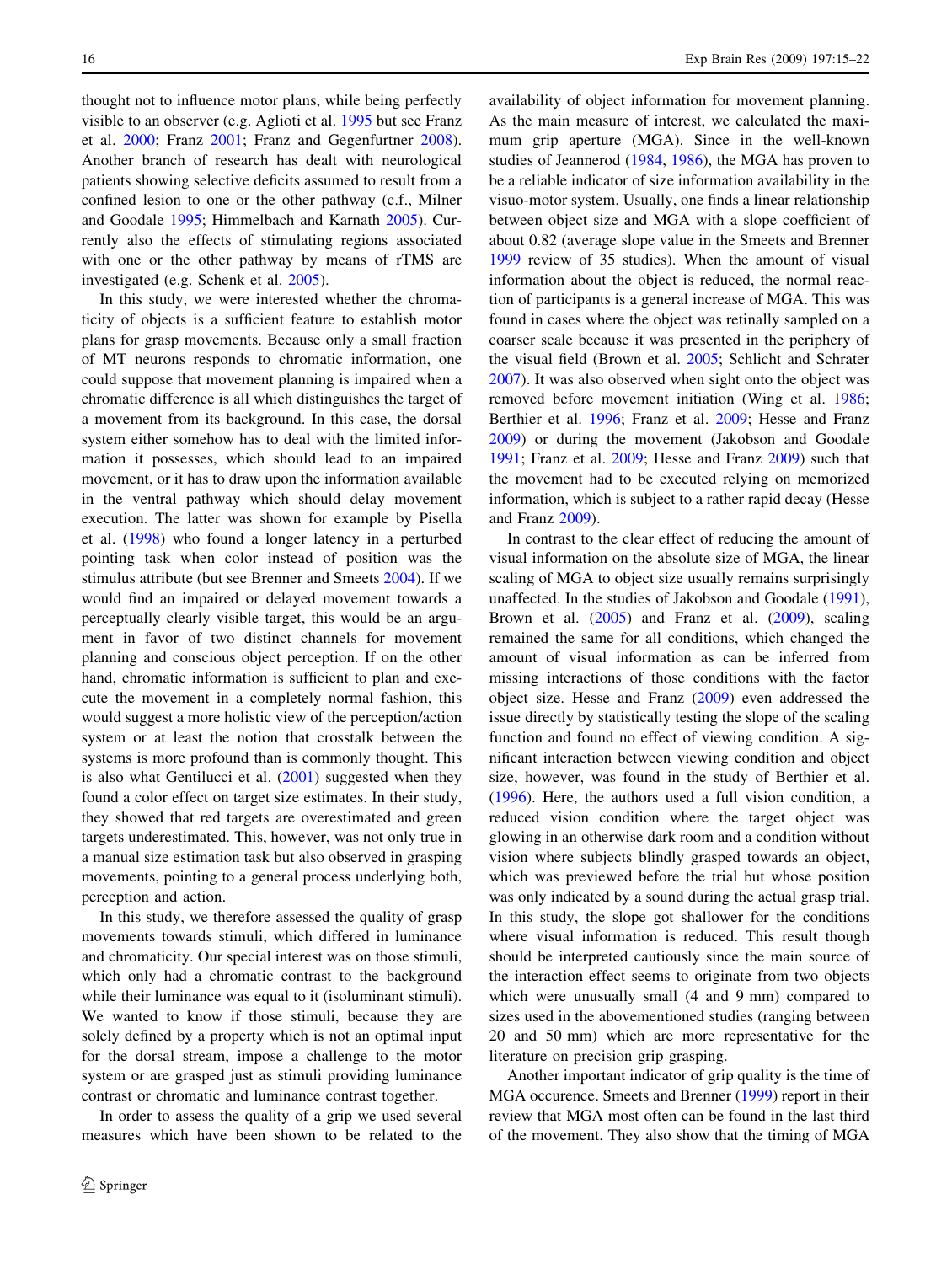thought not to influence motor plans, while being perfectly visible to an observer (e.g. Aglioti et al. 1995 but see Franz et al. 2000; Franz 2001; Franz and Gegenfurtner 2008). Another branch of research has dealt with neurological patients showing selective deficits assumed to result from a confined lesion to one or the other pathway (c.f., Milner and Goodale 1995; Himmelbach and Karnath 2005). Currently also the effects of stimulating regions associated with one or the other pathway by means of rTMS are investigated (e.g. Schenk et al. 2005).

In this study, we were interested whether the chromaticity of objects is a sufficient feature to establish motor plans for grasp movements. Because only a small fraction of MT neurons responds to chromatic information, one could suppose that movement planning is impaired when a chromatic difference is all which distinguishes the target of a movement from its background. In this case, the dorsal system either somehow has to deal with the limited information it possesses, which should lead to an impaired movement, or it has to draw upon the information available in the ventral pathway which should delay movement execution. The latter was shown for example by Pisella et al. (1998) who found a longer latency in a perturbed pointing task when color instead of position was the stimulus attribute (but see Brenner and Smeets 2004). If we would find an impaired or delayed movement towards a perceptually clearly visible target, this would be an argument in favor of two distinct channels for movement planning and conscious object perception. If on the other hand, chromatic information is sufficient to plan and execute the movement in a completely normal fashion, this would suggest a more holistic view of the perception/action system or at least the notion that crosstalk between the systems is more profound than is commonly thought. This is also what Gentilucci et al. (2001) suggested when they found a color effect on target size estimates. In their study, they showed that red targets are overestimated and green targets underestimated. This, however, was not only true in a manual size estimation task but also observed in grasping movements, pointing to a general process underlying both, perception and action.

In this study, we therefore assessed the quality of grasp movements towards stimuli, which differed in luminance and chromaticity. Our special interest was on those stimuli, which only had a chromatic contrast to the background while their luminance was equal to it (isoluminant stimuli). We wanted to know if those stimuli, because they are solely defined by a property which is not an optimal input for the dorsal stream, impose a challenge to the motor system or are grasped just as stimuli providing luminance contrast or chromatic and luminance contrast together.

In order to assess the quality of a grip we used several measures which have been shown to be related to the availability of object information for movement planning. As the main measure of interest, we calculated the maximum grip aperture (MGA). Since in the well-known studies of Jeannerod (1984, 1986), the MGA has proven to be a reliable indicator of size information availability in the visuo-motor system. Usually, one finds a linear relationship between object size and MGA with a slope coefficient of about 0.82 (average slope value in the Smeets and Brenner 1999 review of 35 studies). When the amount of visual information about the object is reduced, the normal reaction of participants is a general increase of MGA. This was found in cases where the object was retinally sampled on a coarser scale because it was presented in the periphery of the visual field (Brown et al. 2005; Schlicht and Schrater 2007). It was also observed when sight onto the object was removed before movement initiation (Wing et al. 1986; Berthier et al. 1996; Franz et al. 2009; Hesse and Franz 2009) or during the movement (Jakobson and Goodale 1991; Franz et al. 2009; Hesse and Franz 2009) such that the movement had to be executed relying on memorized information, which is subject to a rather rapid decay (Hesse and Franz 2009).

In contrast to the clear effect of reducing the amount of visual information on the absolute size of MGA, the linear scaling of MGA to object size usually remains surprisingly unaffected. In the studies of Jakobson and Goodale (1991), Brown et al. (2005) and Franz et al. (2009), scaling remained the same for all conditions, which changed the amount of visual information as can be inferred from missing interactions of those conditions with the factor object size. Hesse and Franz (2009) even addressed the issue directly by statistically testing the slope of the scaling function and found no effect of viewing condition. A significant interaction between viewing condition and object size, however, was found in the study of Berthier et al. (1996). Here, the authors used a full vision condition, a reduced vision condition where the target object was glowing in an otherwise dark room and a condition without vision where subjects blindly grasped towards an object, which was previewed before the trial but whose position was only indicated by a sound during the actual grasp trial. In this study, the slope got shallower for the conditions where visual information is reduced. This result though should be interpreted cautiously since the main source of the interaction effect seems to originate from two objects which were unusually small (4 and 9 mm) compared to sizes used in the abovementioned studies (ranging between 20 and 50 mm) which are more representative for the literature on precision grip grasping.

Another important indicator of grip quality is the time of MGA occurence. Smeets and Brenner (1999) report in their review that MGA most often can be found in the last third of the movement. They also show that the timing of MGA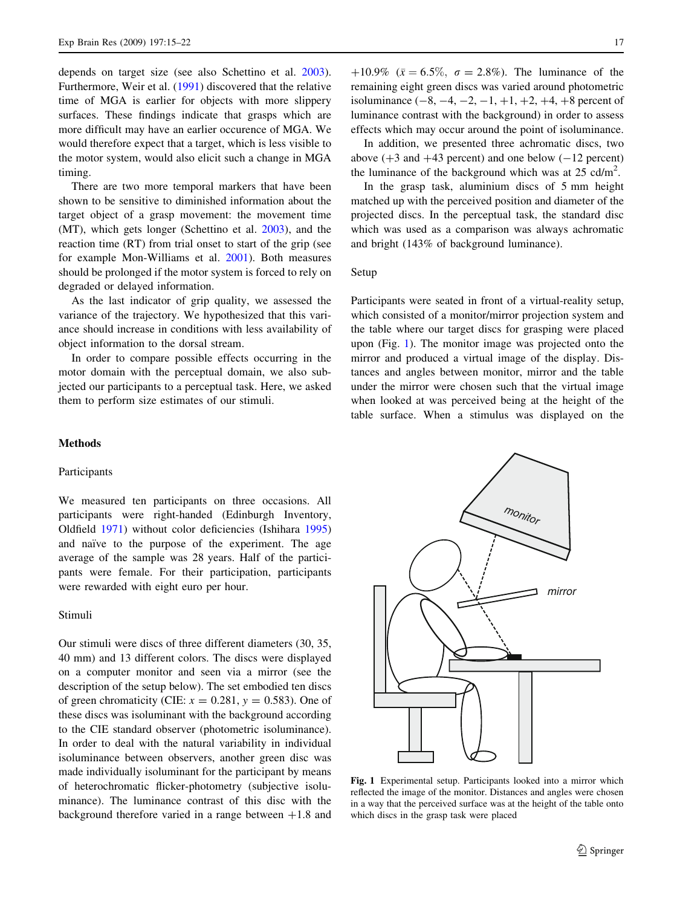depends on target size (see also Schettino et al. 2003). Furthermore, Weir et al. (1991) discovered that the relative time of MGA is earlier for objects with more slippery surfaces. These findings indicate that grasps which are more difficult may have an earlier occurence of MGA. We would therefore expect that a target, which is less visible to the motor system, would also elicit such a change in MGA timing.

There are two more temporal markers that have been shown to be sensitive to diminished information about the target object of a grasp movement: the movement time (MT), which gets longer (Schettino et al. 2003), and the reaction time (RT) from trial onset to start of the grip (see for example Mon-Williams et al. 2001). Both measures should be prolonged if the motor system is forced to rely on degraded or delayed information.

As the last indicator of grip quality, we assessed the variance of the trajectory. We hypothesized that this variance should increase in conditions with less availability of object information to the dorsal stream.

In order to compare possible effects occurring in the motor domain with the perceptual domain, we also subjected our participants to a perceptual task. Here, we asked them to perform size estimates of our stimuli.

## Methods

### Participants

We measured ten participants on three occasions. All participants were right-handed (Edinburgh Inventory, Oldfield 1971) without color deficiencies (Ishihara 1995) and naïve to the purpose of the experiment. The age average of the sample was 28 years. Half of the participants were female. For their participation, participants were rewarded with eight euro per hour.

### Stimuli

Our stimuli were discs of three different diameters (30, 35, 40 mm) and 13 different colors. The discs were displayed on a computer monitor and seen via a mirror (see the description of the setup below). The set embodied ten discs of green chromaticity (CIE: $x = 0.281$, $y = 0.583$). One of these discs was isoluminant with the background according to the CIE standard observer (photometric isoluminance). In order to deal with the natural variability in individual isoluminance between observers, another green disc was made individually isoluminant for the participant by means of heterochromatic flicker-photometry (subjective isoluminance). The luminance contrast of this disc with the background therefore varied in a range between +1.8 and +10.9% ($\bar{x} = 6.5\%$, $\sigma = 2.8\%$). The luminance of the remaining eight green discs was varied around photometric isoluminance (−8, −4, −2, −1, +1, +2, +4, +8 percent of luminance contrast with the background) in order to assess effects which may occur around the point of isoluminance.

In addition, we presented three achromatic discs, two above (+3 and +43 percent) and one below (−12 percent) the luminance of the background which was at 25 cd/m$^2$.

In the grasp task, aluminium discs of 5 mm height matched up with the perceived position and diameter of the projected discs. In the perceptual task, the standard disc which was used as a comparison was always achromatic and bright (143% of background luminance).

### Setup

Participants were seated in front of a virtual-reality setup, which consisted of a monitor/mirror projection system and the table where our target discs for grasping were placed upon (Fig. 1). The monitor image was projected onto the mirror and produced a virtual image of the display. Distances and angles between monitor, mirror and the table under the mirror were chosen such that the virtual image when looked at was perceived being at the height of the table surface. When a stimulus was displayed on the

**Fig. 1** Experimental setup. Participants looked into a mirror which reflected the image of the monitor. Distances and angles were chosen in a way that the perceived surface was at the height of the table onto which discs in the grasp task were placed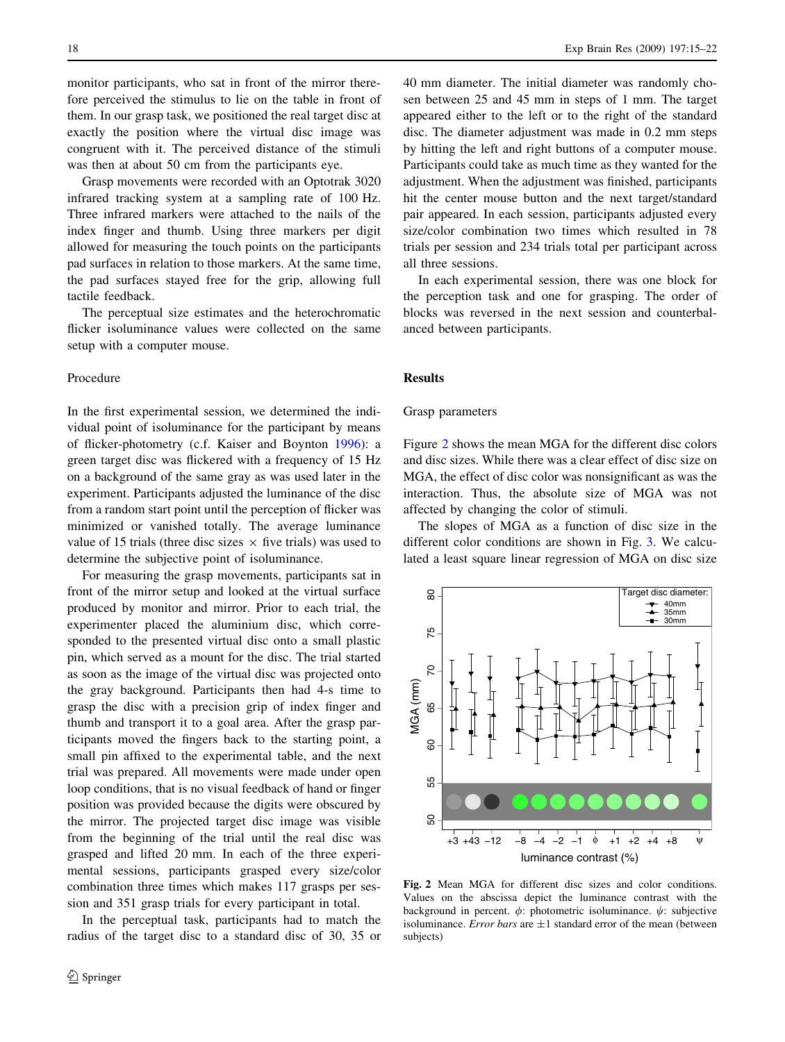monitor participants, who sat in front of the mirror therefore perceived the stimulus to lie on the table in front of them. In our grasp task, we positioned the real target disc at exactly the position where the virtual disc image was congruent with it. The perceived distance of the stimuli was then at about 50 cm from the participants eye.

Grasp movements were recorded with an Optotrak 3020 infrared tracking system at a sampling rate of 100 Hz. Three infrared markers were attached to the nails of the index finger and thumb. Using three markers per digit allowed for measuring the touch points on the participants pad surfaces in relation to those markers. At the same time, the pad surfaces stayed free for the grip, allowing full tactile feedback.

The perceptual size estimates and the heterochromatic flicker isoluminance values were collected on the same setup with a computer mouse.

### Procedure

In the first experimental session, we determined the individual point of isoluminance for the participant by means of flicker-photometry (c.f. Kaiser and Boynton 1996): a green target disc was flickered with a frequency of 15 Hz on a background of the same gray as was used later in the experiment. Participants adjusted the luminance of the disc from a random start point until the perception of flicker was minimized or vanished totally. The average luminance value of 15 trials (three disc sizes × five trials) was used to determine the subjective point of isoluminance.

For measuring the grasp movements, participants sat in front of the mirror setup and looked at the virtual surface produced by monitor and mirror. Prior to each trial, the experimenter placed the aluminium disc, which corresponded to the presented virtual disc onto a small plastic pin, which served as a mount for the disc. The trial started as soon as the image of the virtual disc was projected onto the gray background. Participants then had 4-s time to grasp the disc with a precision grip of index finger and thumb and transport it to a goal area. After the grasp participants moved the fingers back to the starting point, a small pin affixed to the experimental table, and the next trial was prepared. All movements were made under open loop conditions, that is no visual feedback of hand or finger position was provided because the digits were obscured by the mirror. The projected target disc image was visible from the beginning of the trial until the real disc was grasped and lifted 20 mm. In each of the three experimental sessions, participants grasped every size/color combination three times which makes 117 grasps per session and 351 grasp trials for every participant in total.

In the perceptual task, participants had to match the radius of the target disc to a standard disc of 30, 35 or 40 mm diameter. The initial diameter was randomly chosen between 25 and 45 mm in steps of 1 mm. The target appeared either to the left or to the right of the standard disc. The diameter adjustment was made in 0.2 mm steps by hitting the left and right buttons of a computer mouse. Participants could take as much time as they wanted for the adjustment. When the adjustment was finished, participants hit the center mouse button and the next target/standard pair appeared. In each session, participants adjusted every size/color combination two times which resulted in 78 trials per session and 234 trials total per participant across all three sessions.

In each experimental session, there was one block for the perception task and one for grasping. The order of blocks was reversed in the next session and counterbalanced between participants.

## Results

### Grasp parameters

Figure 2 shows the mean MGA for the different disc colors and disc sizes. While there was a clear effect of disc size on MGA, the effect of disc color was nonsignificant as was the interaction. Thus, the absolute size of MGA was not affected by changing the color of stimuli.

The slopes of MGA as a function of disc size in the different color conditions are shown in Fig. 3. We calculated a least square linear regression of MGA on disc size

**Fig. 2** Mean MGA for different disc sizes and color conditions. Values on the abscissa depict the luminance contrast with the background in percent. $\phi$: photometric isoluminance. $\psi$: subjective isoluminance. *Error bars* are ±1 standard error of the mean (between subjects)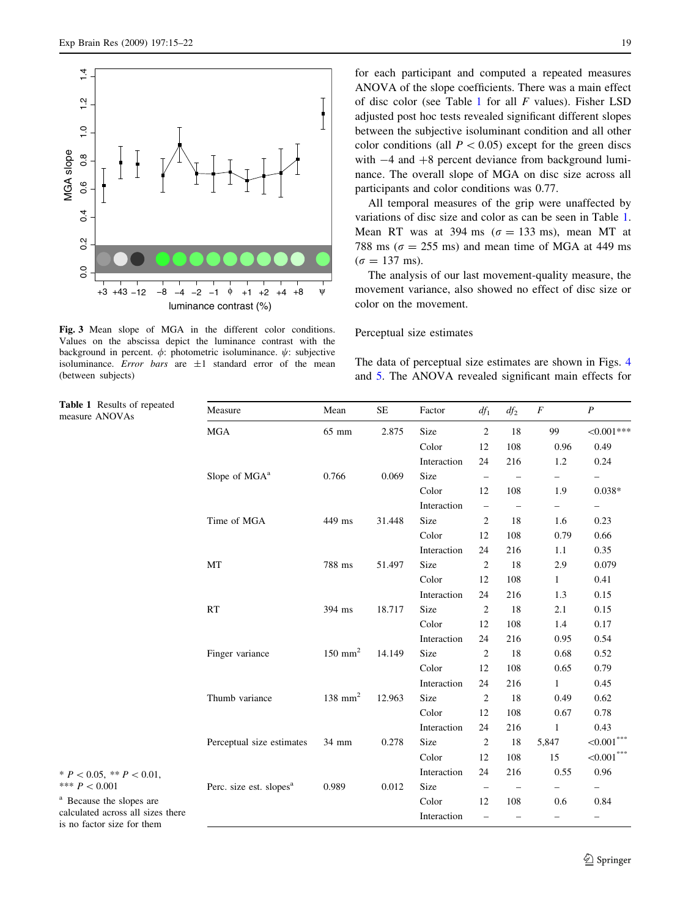**Fig. 3** Mean slope of MGA in the different color conditions. Values on the abscissa depict the luminance contrast with the background in percent. $\phi$: photometric isoluminance. $\psi$: subjective isoluminance. *Error bars* are ±1 standard error of the mean (between subjects)

for each participant and computed a repeated measures ANOVA of the slope coefficients. There was a main effect of disc color (see Table 1 for all $F$ values). Fisher LSD adjusted post hoc tests revealed significant different slopes between the subjective isoluminant condition and all other color conditions (all $P < 0.05$) except for the green discs with −4 and +8 percent deviance from background luminance. The overall slope of MGA on disc size across all participants and color conditions was 0.77.

All temporal measures of the grip were unaffected by variations of disc size and color as can be seen in Table 1. Mean RT was at 394 ms ($\sigma = 133$ ms), mean MT at 788 ms ($\sigma = 255$ ms) and mean time of MGA at 449 ms ($\sigma = 137$ ms).

The analysis of our last movement-quality measure, the movement variance, also showed no effect of disc size or color on the movement.

### Perceptual size estimates

The data of perceptual size estimates are shown in Figs. 4 and 5. The ANOVA revealed significant main effects for

**Table 1** Results of repeated measure ANOVAs

| Measure | Mean | SE | Factor | $df_1$ | $df_2$ | $F$ | $P$ |
|---|---|---|---|---|---|---|---|
| MGA | 65 mm | 2.875 | Size | 2 | 18 | 99 | <0.001*** |
| | | | Color | 12 | 108 | 0.96 | 0.49 |
| | | | Interaction | 24 | 216 | 1.2 | 0.24 |
| Slope of MGA[a] | 0.766 | 0.069 | Size | – | – | – | – |
| | | | Color | 12 | 108 | 1.9 | 0.038* |
| | | | Interaction | – | – | – | – |
| Time of MGA | 449 ms | 31.448 | Size | 2 | 18 | 1.6 | 0.23 |
| | | | Color | 12 | 108 | 0.79 | 0.66 |
| | | | Interaction | 24 | 216 | 1.1 | 0.35 |
| MT | 788 ms | 51.497 | Size | 2 | 18 | 2.9 | 0.079 |
| | | | Color | 12 | 108 | 1 | 0.41 |
| | | | Interaction | 24 | 216 | 1.3 | 0.15 |
| RT | 394 ms | 18.717 | Size | 2 | 18 | 2.1 | 0.15 |
| | | | Color | 12 | 108 | 1.4 | 0.17 |
| | | | Interaction | 24 | 216 | 0.95 | 0.54 |
| Finger variance | 150 mm$^2$ | 14.149 | Size | 2 | 18 | 0.68 | 0.52 |
| | | | Color | 12 | 108 | 0.65 | 0.79 |
| | | | Interaction | 24 | 216 | 1 | 0.45 |
| Thumb variance | 138 mm$^2$ | 12.963 | Size | 2 | 18 | 0.49 | 0.62 |
| | | | Color | 12 | 108 | 0.67 | 0.78 |
| | | | Interaction | 24 | 216 | 1 | 0.43 |
| Perceptual size estimates | 34 mm | 0.278 | Size | 2 | 18 | 5,847 | <0.001*** |
| | | | Color | 12 | 108 | 15 | <0.001*** |
| | | | Interaction | 24 | 216 | 0.55 | 0.96 |
| Perc. size est. slopes[a] | 0.989 | 0.012 | Size | – | – | – | – |
| | | | Color | 12 | 108 | 0.6 | 0.84 |
| | | | Interaction | – | – | – | – |

\* $P < 0.05$, ** $P < 0.01$, *** $P < 0.001$

[a] Because the slopes are calculated across all sizes there is no factor size for them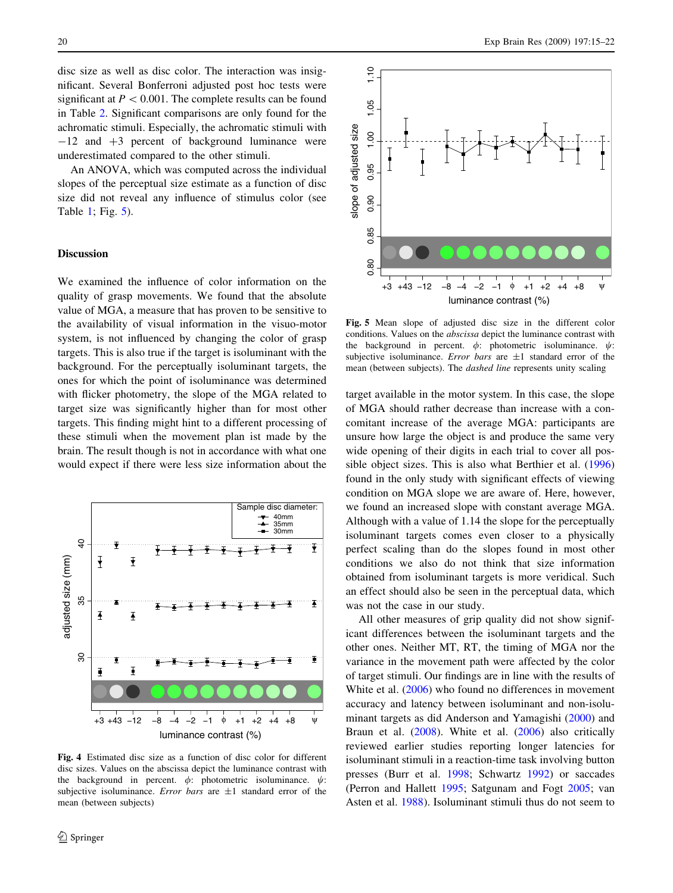disc size as well as disc color. The interaction was insignificant. Several Bonferroni adjusted post hoc tests were significant at $P < 0.001$. The complete results can be found in Table 2. Significant comparisons are only found for the achromatic stimuli. Especially, the achromatic stimuli with −12 and +3 percent of background luminance were underestimated compared to the other stimuli.

An ANOVA, which was computed across the individual slopes of the perceptual size estimate as a function of disc size did not reveal any influence of stimulus color (see Table 1; Fig. 5).

## Discussion

We examined the influence of color information on the quality of grasp movements. We found that the absolute value of MGA, a measure that has proven to be sensitive to the availability of visual information in the visuo-motor system, is not influenced by changing the color of grasp targets. This is also true if the target is isoluminant with the background. For the perceptually isoluminant targets, the ones for which the point of isoluminance was determined with flicker photometry, the slope of the MGA related to target size was significantly higher than for most other targets. This finding might hint to a different processing of these stimuli when the movement plan ist made by the brain. The result though is not in accordance with what one would expect if there were less size information about the target available in the motor system. In this case, the slope of MGA should rather decrease than increase with a concomitant increase of the average MGA: participants are unsure how large the object is and produce the same very wide opening of their digits in each trial to cover all possible object sizes. This is also what Berthier et al. (1996) found in the only study with significant effects of viewing condition on MGA slope we are aware of. Here, however, we found an increased slope with constant average MGA. Although with a value of 1.14 the slope for the perceptually isoluminant targets comes even closer to a physically perfect scaling than do the slopes found in most other conditions we also do not think that size information obtained from isoluminant targets is more veridical. Such an effect should also be seen in the perceptual data, which was not the case in our study.

All other measures of grip quality did not show significant differences between the isoluminant targets and the other ones. Neither MT, RT, the timing of MGA nor the variance in the movement path were affected by the color of target stimuli. Our findings are in line with the results of White et al. (2006) who found no differences in movement accuracy and latency between isoluminant and non-isoluminant targets as did Anderson and Yamagishi (2000) and Braun et al. (2008). White et al. (2006) also critically reviewed earlier studies reporting longer latencies for isoluminant stimuli in a reaction-time task involving button presses (Burr et al. 1998; Schwartz 1992) or saccades (Perron and Hallett 1995; Satgunam and Fogt 2005; van Asten et al. 1988). Isoluminant stimuli thus do not seem to

**Fig. 4** Estimated disc size as a function of disc color for different disc sizes. Values on the abscissa depict the luminance contrast with the background in percent. $\phi$: photometric isoluminance. $\psi$: subjective isoluminance. *Error bars* are ±1 standard error of the mean (between subjects)

**Fig. 5** Mean slope of adjusted disc size in the different color conditions. Values on the *abscissa* depict the luminance contrast with the background in percent. $\phi$: photometric isoluminance. $\psi$: subjective isoluminance. *Error bars* are ±1 standard error of the mean (between subjects). The *dashed line* represents unity scaling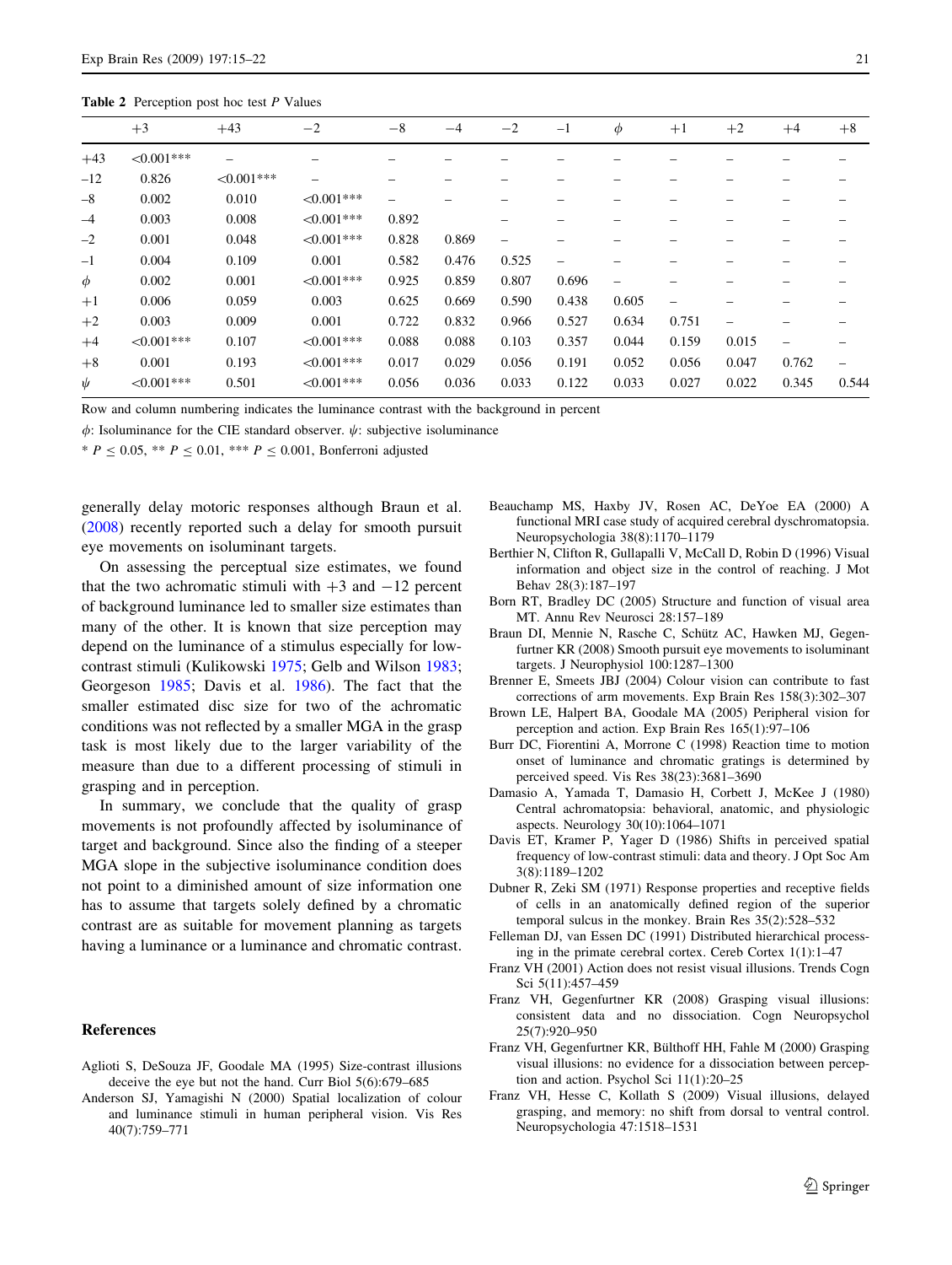Table 2 Perception post hoc test *P* Values

| | +3 | +43 | −2 | −8 | −4 | −2 | −1 | $\phi$ | +1 | +2 | +4 | +8 |
|---|---|---|---|---|---|---|---|---|---|---|---|---|
| +43 | <0.001*** | – | – | – | – | – | – | – | – | – | – | – |
| −12 | 0.826 | <0.001*** | – | – | – | – | – | – | – | – | – | – |
| −8 | 0.002 | 0.010 | <0.001*** | – | – | – | – | – | – | – | – | – |
| −4 | 0.003 | 0.008 | <0.001*** | 0.892 | – | – | – | – | – | – | – | – |
| −2 | 0.001 | 0.048 | <0.001*** | 0.828 | 0.869 | – | – | – | – | – | – | – |
| −1 | 0.004 | 0.109 | 0.001 | 0.582 | 0.476 | 0.525 | – | – | – | – | – | – |
| $\phi$ | 0.002 | 0.001 | <0.001*** | 0.925 | 0.859 | 0.807 | 0.696 | – | – | – | – | – |
| +1 | 0.006 | 0.059 | 0.003 | 0.625 | 0.669 | 0.590 | 0.438 | 0.605 | – | – | – | – |
| +2 | 0.003 | 0.009 | 0.001 | 0.722 | 0.832 | 0.966 | 0.527 | 0.634 | 0.751 | – | – | – |
| +4 | <0.001*** | 0.107 | <0.001*** | 0.088 | 0.088 | 0.103 | 0.357 | 0.044 | 0.159 | 0.015 | – | – |
| +8 | 0.001 | 0.193 | <0.001*** | 0.017 | 0.029 | 0.056 | 0.191 | 0.052 | 0.056 | 0.047 | 0.762 | – |
| $\psi$ | <0.001*** | 0.501 | <0.001*** | 0.056 | 0.036 | 0.033 | 0.122 | 0.033 | 0.027 | 0.022 | 0.345 | 0.544 |

Row and column numbering indicates the luminance contrast with the background in percent

$\phi$: Isoluminance for the CIE standard observer. $\psi$: subjective isoluminance

* $P \leq 0.05$, ** $P \leq 0.01$, *** $P \leq 0.001$, Bonferroni adjusted

generally delay motoric responses although Braun et al. (2008) recently reported such a delay for smooth pursuit eye movements on isoluminant targets.

On assessing the perceptual size estimates, we found that the two achromatic stimuli with +3 and −12 percent of background luminance led to smaller size estimates than many of the other. It is known that size perception may depend on the luminance of a stimulus especially for low-contrast stimuli (Kulikowski 1975; Gelb and Wilson 1983; Georgeson 1985; Davis et al. 1986). The fact that the smaller estimated disc size for two of the achromatic conditions was not reflected by a smaller MGA in the grasp task is most likely due to the larger variability of the measure than due to a different processing of stimuli in grasping and in perception.

In summary, we conclude that the quality of grasp movements is not profoundly affected by isoluminance of target and background. Since also the finding of a steeper MGA slope in the subjective isoluminance condition does not point to a diminished amount of size information one has to assume that targets solely defined by a chromatic contrast are as suitable for movement planning as targets having a luminance or a luminance and chromatic contrast.

## References

Aglioti S, DeSouza JF, Goodale MA (1995) Size-contrast illusions deceive the eye but not the hand. Curr Biol 5(6):679–685

Anderson SJ, Yamagishi N (2000) Spatial localization of colour and luminance stimuli in human peripheral vision. Vis Res 40(7):759–771

Beauchamp MS, Haxby JV, Rosen AC, DeYoe EA (2000) A functional MRI case study of acquired cerebral dyschromatopsia. Neuropsychologia 38(8):1170–1179

Berthier N, Clifton R, Gullapalli V, McCall D, Robin D (1996) Visual information and object size in the control of reaching. J Mot Behav 28(3):187–197

Born RT, Bradley DC (2005) Structure and function of visual area MT. Annu Rev Neurosci 28:157–189

Braun DI, Mennie N, Rasche C, Schütz AC, Hawken MJ, Gegenfurtner KR (2008) Smooth pursuit eye movements to isoluminant targets. J Neurophysiol 100:1287–1300

Brenner E, Smeets JBJ (2004) Colour vision can contribute to fast corrections of arm movements. Exp Brain Res 158(3):302–307

Brown LE, Halpert BA, Goodale MA (2005) Peripheral vision for perception and action. Exp Brain Res 165(1):97–106

Burr DC, Fiorentini A, Morrone C (1998) Reaction time to motion onset of luminance and chromatic gratings is determined by perceived speed. Vis Res 38(23):3681–3690

Damasio A, Yamada T, Damasio H, Corbett J, McKee J (1980) Central achromatopsia: behavioral, anatomic, and physiologic aspects. Neurology 30(10):1064–1071

Davis ET, Kramer P, Yager D (1986) Shifts in perceived spatial frequency of low-contrast stimuli: data and theory. J Opt Soc Am 3(8):1189–1202

Dubner R, Zeki SM (1971) Response properties and receptive fields of cells in an anatomically defined region of the superior temporal sulcus in the monkey. Brain Res 35(2):528–532

Felleman DJ, van Essen DC (1991) Distributed hierarchical processing in the primate cerebral cortex. Cereb Cortex 1(1):1–47

Franz VH (2001) Action does not resist visual illusions. Trends Cogn Sci 5(11):457–459

Franz VH, Gegenfurtner KR (2008) Grasping visual illusions: consistent data and no dissociation. Cogn Neuropsychol 25(7):920–950

Franz VH, Gegenfurtner KR, Bülthoff HH, Fahle M (2000) Grasping visual illusions: no evidence for a dissociation between perception and action. Psychol Sci 11(1):20–25

Franz VH, Hesse C, Kollath S (2009) Visual illusions, delayed grasping, and memory: no shift from dorsal to ventral control. Neuropsychologia 47:1518–1531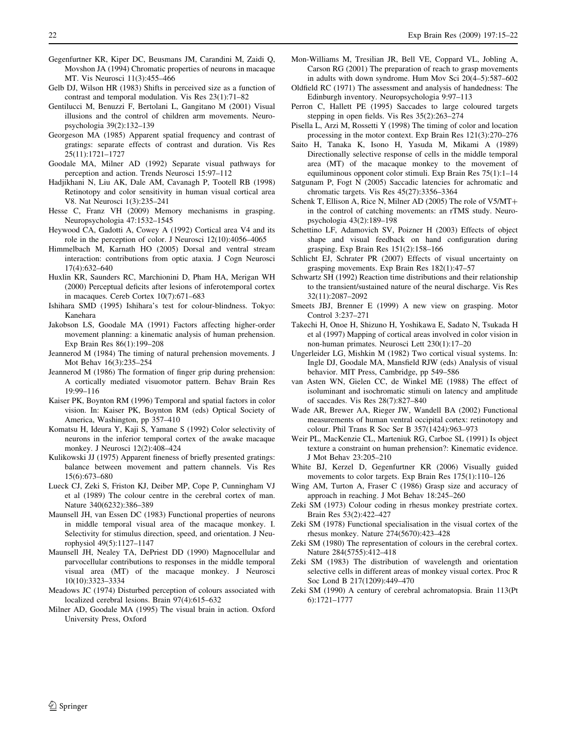Gegenfurtner KR, Kiper DC, Beusmans JM, Carandini M, Zaidi Q, Movshon JA (1994) Chromatic properties of neurons in macaque MT. Vis Neurosci 11(3):455–466

Gelb DJ, Wilson HR (1983) Shifts in perceived size as a function of contrast and temporal modulation. Vis Res 23(1):71–82

Gentilucci M, Benuzzi F, Bertolani L, Gangitano M (2001) Visual illusions and the control of children arm movements. Neuropsychologia 39(2):132–139

Georgeson MA (1985) Apparent spatial frequency and contrast of gratings: separate effects of contrast and duration. Vis Res 25(11):1721–1727

Goodale MA, Milner AD (1992) Separate visual pathways for perception and action. Trends Neurosci 15:97–112

Hadjikhani N, Liu AK, Dale AM, Cavanagh P, Tootell RB (1998) Retinotopy and color sensitivity in human visual cortical area V8. Nat Neurosci 1(3):235–241

Hesse C, Franz VH (2009) Memory mechanisms in grasping. Neuropsychologia 47:1532–1545

Heywood CA, Gadotti A, Cowey A (1992) Cortical area V4 and its role in the perception of color. J Neurosci 12(10):4056–4065

Himmelbach M, Karnath HO (2005) Dorsal and ventral stream interaction: contributions from optic ataxia. J Cogn Neurosci 17(4):632–640

Huxlin KR, Saunders RC, Marchionini D, Pham HA, Merigan WH (2000) Perceptual deficits after lesions of inferotemporal cortex in macaques. Cereb Cortex 10(7):671–683

Ishihara SMD (1995) Ishihara's test for colour-blindness. Tokyo: Kanehara

Jakobson LS, Goodale MA (1991) Factors affecting higher-order movement planning: a kinematic analysis of human prehension. Exp Brain Res 86(1):199–208

Jeannerod M (1984) The timing of natural prehension movements. J Mot Behav 16(3):235–254

Jeannerod M (1986) The formation of finger grip during prehension: A cortically mediated visuomotor pattern. Behav Brain Res 19:99–116

Kaiser PK, Boynton RM (1996) Temporal and spatial factors in color vision. In: Kaiser PK, Boynton RM (eds) Optical Society of America, Washington, pp 357–410

Komatsu H, Ideura Y, Kaji S, Yamane S (1992) Color selectivity of neurons in the inferior temporal cortex of the awake macaque monkey. J Neurosci 12(2):408–424

Kulikowski JJ (1975) Apparent fineness of briefly presented gratings: balance between movement and pattern channels. Vis Res 15(6):673–680

Lueck CJ, Zeki S, Friston KJ, Deiber MP, Cope P, Cunningham VJ et al (1989) The colour centre in the cerebral cortex of man. Nature 340(6232):386–389

Maunsell JH, van Essen DC (1983) Functional properties of neurons in middle temporal visual area of the macaque monkey. I. Selectivity for stimulus direction, speed, and orientation. J Neurophysiol 49(5):1127–1147

Maunsell JH, Nealey TA, DePriest DD (1990) Magnocellular and parvocellular contributions to responses in the middle temporal visual area (MT) of the macaque monkey. J Neurosci 10(10):3323–3334

Meadows JC (1974) Disturbed perception of colours associated with localized cerebral lesions. Brain 97(4):615–632

Milner AD, Goodale MA (1995) The visual brain in action. Oxford University Press, Oxford

Mon-Williams M, Tresilian JR, Bell VE, Coppard VL, Jobling A, Carson RG (2001) The preparation of reach to grasp movements in adults with down syndrome. Hum Mov Sci 20(4–5):587–602

Oldfield RC (1971) The assessment and analysis of handedness: The Edinburgh inventory. Neuropsychologia 9:97–113

Perron C, Hallett PE (1995) Saccades to large coloured targets stepping in open fields. Vis Res 35(2):263–274

Pisella L, Arzi M, Rossetti Y (1998) The timing of color and location processing in the motor context. Exp Brain Res 121(3):270–276

Saito H, Tanaka K, Isono H, Yasuda M, Mikami A (1989) Directionally selective response of cells in the middle temporal area (MT) of the macaque monkey to the movement of equiluminous opponent color stimuli. Exp Brain Res 75(1):1–14

Satgunam P, Fogt N (2005) Saccadic latencies for achromatic and chromatic targets. Vis Res 45(27):3356–3364

Schenk T, Ellison A, Rice N, Milner AD (2005) The role of V5/MT+ in the control of catching movements: an rTMS study. Neuropsychologia 43(2):189–198

Schettino LF, Adamovich SV, Poizner H (2003) Effects of object shape and visual feedback on hand configuration during grasping. Exp Brain Res 151(2):158–166

Schlicht EJ, Schrater PR (2007) Effects of visual uncertainty on grasping movements. Exp Brain Res 182(1):47–57

Schwartz SH (1992) Reaction time distributions and their relationship to the transient/sustained nature of the neural discharge. Vis Res 32(11):2087–2092

Smeets JBJ, Brenner E (1999) A new view on grasping. Motor Control 3:237–271

Takechi H, Onoe H, Shizuno H, Yoshikawa E, Sadato N, Tsukada H et al (1997) Mapping of cortical areas involved in color vision in non-human primates. Neurosci Lett 230(1):17–20

Ungerleider LG, Mishkin M (1982) Two cortical visual systems. In: Ingle DJ, Goodale MA, Mansfield RJW (eds) Analysis of visual behavior. MIT Press, Cambridge, pp 549–586

van Asten WN, Gielen CC, de Winkel ME (1988) The effect of isoluminant and isochromatic stimuli on latency and amplitude of saccades. Vis Res 28(7):827–840

Wade AR, Brewer AA, Rieger JW, Wandell BA (2002) Functional measurements of human ventral occipital cortex: retinotopy and colour. Phil Trans R Soc Ser B 357(1424):963–973

Weir PL, MacKenzie CL, Marteniuk RG, Carboe SL (1991) Is object texture a constraint on human prehension?: Kinematic evidence. J Mot Behav 23:205–210

White BJ, Kerzel D, Gegenfurtner KR (2006) Visually guided movements to color targets. Exp Brain Res 175(1):110–126

Wing AM, Turton A, Fraser C (1986) Grasp size and accuracy of approach in reaching. J Mot Behav 18:245–260

Zeki SM (1973) Colour coding in rhesus monkey prestriate cortex. Brain Res 53(2):422–427

Zeki SM (1978) Functional specialisation in the visual cortex of the rhesus monkey. Nature 274(5670):423–428

Zeki SM (1980) The representation of colours in the cerebral cortex. Nature 284(5755):412–418

Zeki SM (1983) The distribution of wavelength and orientation selective cells in different areas of monkey visual cortex. Proc R Soc Lond B 217(1209):449–470

Zeki SM (1990) A century of cerebral achromatopsia. Brain 113(Pt 6):1721–1777